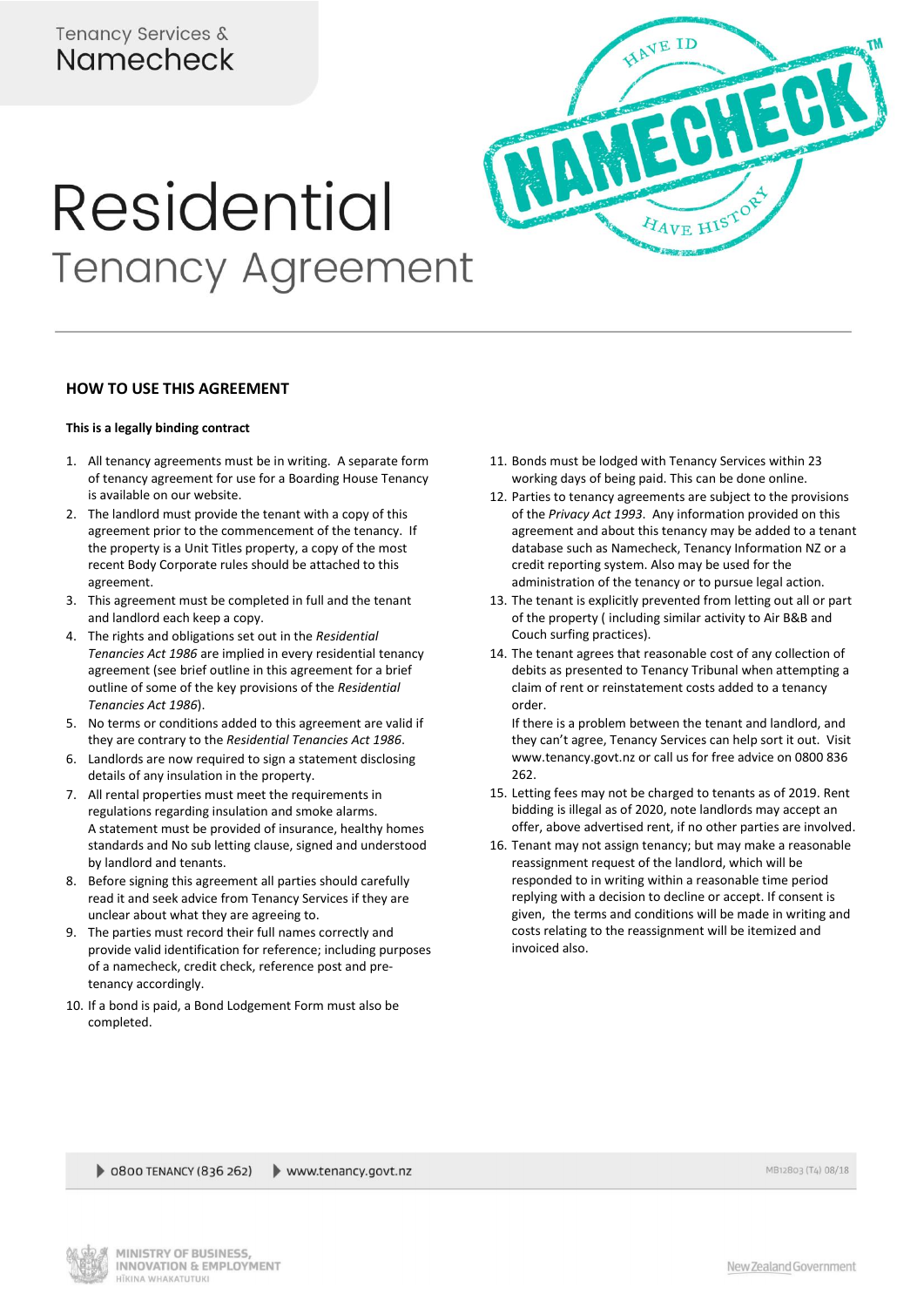Tenancy Services &
Namecheck

# Residential
## Tenancy Agreement

### HOW TO USE THIS AGREEMENT

**This is a legally binding contract**

1. All tenancy agreements must be in writing. A separate form of tenancy agreement for use for a Boarding House Tenancy is available on our website.
2. The landlord must provide the tenant with a copy of this agreement prior to the commencement of the tenancy. If the property is a Unit Titles property, a copy of the most recent Body Corporate rules should be attached to this agreement.
3. This agreement must be completed in full and the tenant and landlord each keep a copy.
4. The rights and obligations set out in the *Residential Tenancies Act 1986* are implied in every residential tenancy agreement (see brief outline in this agreement for a brief outline of some of the key provisions of the *Residential Tenancies Act 1986*).
5. No terms or conditions added to this agreement are valid if they are contrary to the *Residential Tenancies Act 1986*.
6. Landlords are now required to sign a statement disclosing details of any insulation in the property.
7. All rental properties must meet the requirements in regulations regarding insulation and smoke alarms. A statement must be provided of insurance, healthy homes standards and No sub letting clause, signed and understood by landlord and tenants.
8. Before signing this agreement all parties should carefully read it and seek advice from Tenancy Services if they are unclear about what they are agreeing to.
9. The parties must record their full names correctly and provide valid identification for reference; including purposes of a namecheck, credit check, reference post and pre-tenancy accordingly.
10. If a bond is paid, a Bond Lodgement Form must also be completed.
11. Bonds must be lodged with Tenancy Services within 23 working days of being paid. This can be done online.
12. Parties to tenancy agreements are subject to the provisions of the *Privacy Act 1993*. Any information provided on this agreement and about this tenancy may be added to a tenant database such as Namecheck, Tenancy Information NZ or a credit reporting system. Also may be used for the administration of the tenancy or to pursue legal action.
13. The tenant is explicitly prevented from letting out all or part of the property ( including similar activity to Air B&B and Couch surfing practices).
14. The tenant agrees that reasonable cost of any collection of debits as presented to Tenancy Tribunal when attempting a claim of rent or reinstatement costs added to a tenancy order.

    If there is a problem between the tenant and landlord, and they can't agree, Tenancy Services can help sort it out. Visit www.tenancy.govt.nz or call us for free advice on 0800 836 262.
15. Letting fees may not be charged to tenants as of 2019. Rent bidding is illegal as of 2020, note landlords may accept an offer, above advertised rent, if no other parties are involved.
16. Tenant may not assign tenancy; but may make a reasonable reassignment request of the landlord, which will be responded to in writing within a reasonable time period replying with a decision to decline or accept. If consent is given, the terms and conditions will be made in writing and costs relating to the reassignment will be itemized and invoiced also.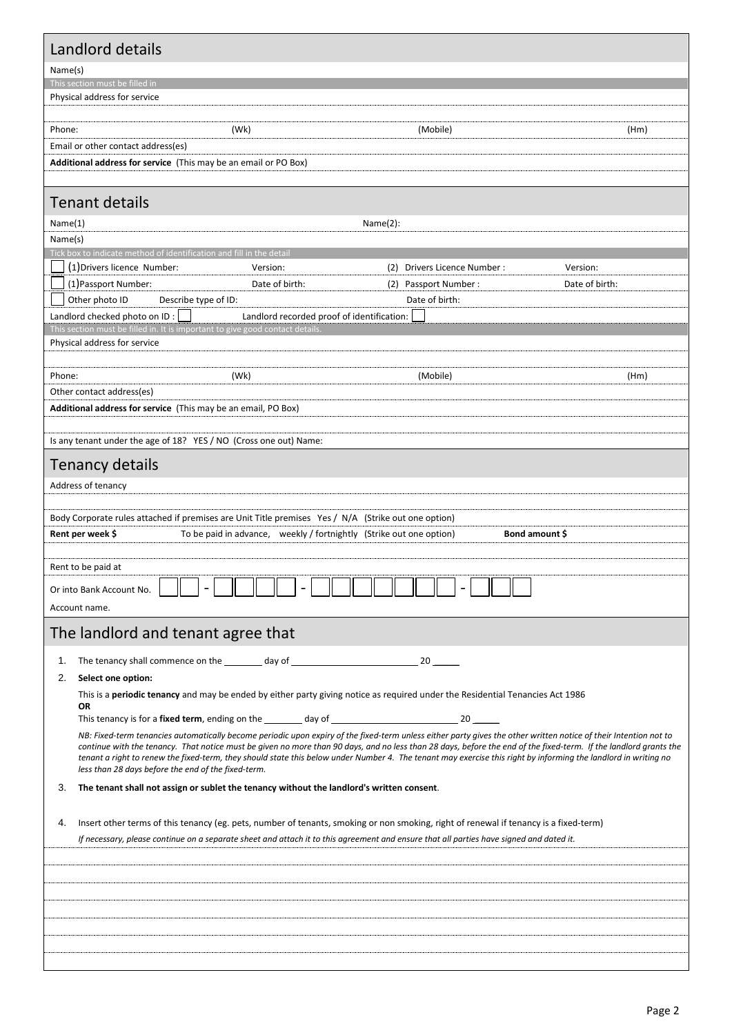## Landlord details

Name(s)

This section must be filled in

Physical address for service

Phone: (Wk) (Mobile) (Hm)

Email or other contact address(es)

**Additional address for service** (This may be an email or PO Box)

## Tenant details

Name(1) Name(2):

Name(s)

Tick box to indicate method of identification and fill in the detail

☐ (1)Drivers licence Number: Version: (2) Drivers Licence Number : Version:

☐ (1)Passport Number: Date of birth: (2) Passport Number : Date of birth:

☐ Other photo ID Describe type of ID: Date of birth:

Landlord checked photo on ID : ☐ Landlord recorded proof of identification: ☐

This section must be filled in. It is important to give good contact details.

Physical address for service

Phone: (Wk) (Mobile) (Hm)

Other contact address(es)

**Additional address for service** (This may be an email, PO Box)

Is any tenant under the age of 18? YES / NO (Cross one out) Name:

## Tenancy details

Address of tenancy

Body Corporate rules attached if premises are Unit Title premises Yes / N/A (Strike out one option)

**Rent per week $** To be paid in advance, weekly / fortnightly (Strike out one option) **Bond amount $**

Rent to be paid at

Or into Bank Account No. ☐☐ - ☐☐☐☐ - ☐☐☐☐☐☐☐ - ☐☐☐

Account name.

## The landlord and tenant agree that

1. The tenancy shall commence on the ________ day of __________________________ 20 _____
2. **Select one option:**

   This is a **periodic tenancy** and may be ended by either party giving notice as required under the Residential Tenancies Act 1986

   **OR**

   This tenancy is for a **fixed term**, ending on the ________ day of __________________________ 20 _____

   *NB: Fixed-term tenancies automatically become periodic upon expiry of the fixed-term unless either party gives the other written notice of their Intention not to continue with the tenancy. That notice must be given no more than 90 days, and no less than 28 days, before the end of the fixed-term. If the landlord grants the tenant a right to renew the fixed-term, they should state this below under Number 4. The tenant may exercise this right by informing the landlord in writing no less than 28 days before the end of the fixed-term.*
3. **The tenant shall not assign or sublet the tenancy without the landlord's written consent**.
4. Insert other terms of this tenancy (eg. pets, number of tenants, smoking or non smoking, right of renewal if tenancy is a fixed-term)

   *If necessary, please continue on a separate sheet and attach it to this agreement and ensure that all parties have signed and dated it.*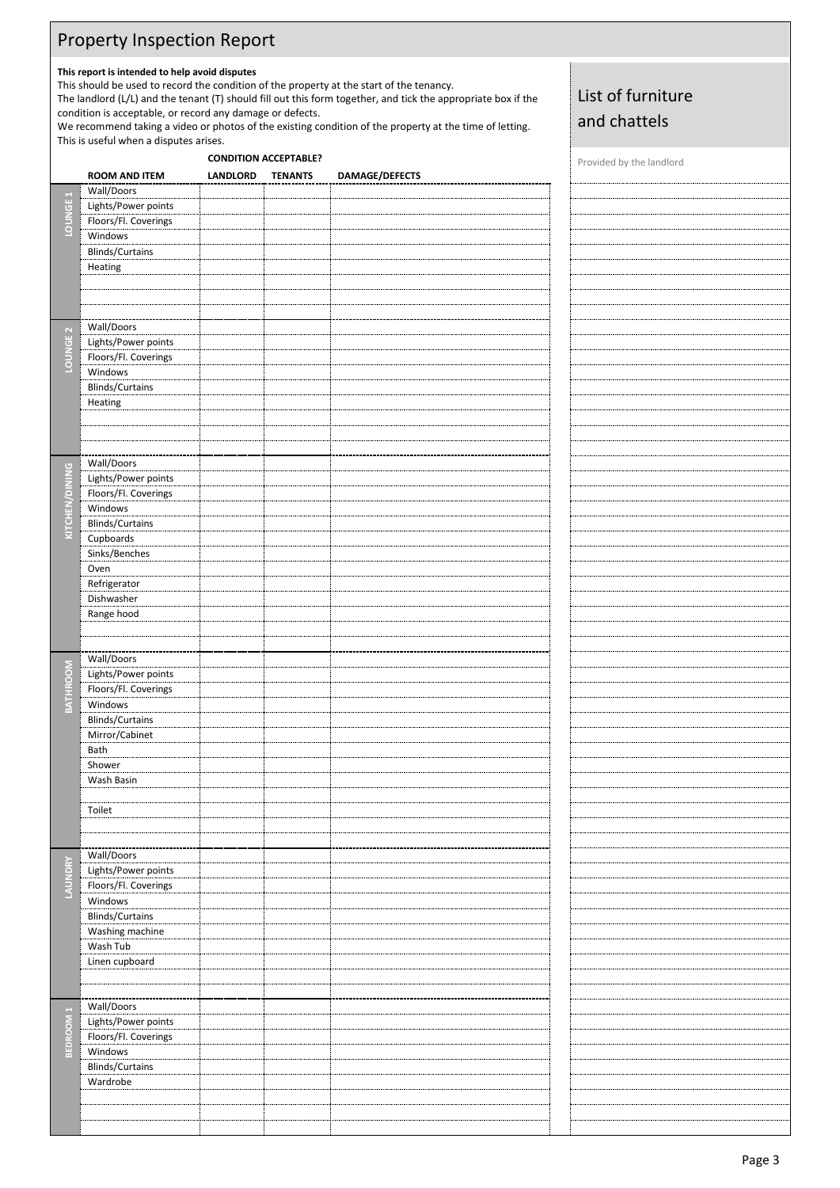# Property Inspection Report

**This report is intended to help avoid disputes**

This should be used to record the condition of the property at the start of the tenancy.
The landlord (L/L) and the tenant (T) should fill out this form together, and tick the appropriate box if the condition is acceptable, or record any damage or defects.
We recommend taking a video or photos of the existing condition of the property at the time of letting.
This is useful when a disputes arises.

| | ROOM AND ITEM | CONDITION ACCEPTABLE? LANDLORD | TENANTS | DAMAGE/DEFECTS |
|---|---|---|---|---|
| LOUNGE 1 | Wall/Doors | | | |
| | Lights/Power points | | | |
| | Floors/Fl. Coverings | | | |
| | Windows | | | |
| | Blinds/Curtains | | | |
| | Heating | | | |
| | | | | |
| | | | | |
| | | | | |
| LOUNGE 2 | Wall/Doors | | | |
| | Lights/Power points | | | |
| | Floors/Fl. Coverings | | | |
| | Windows | | | |
| | Blinds/Curtains | | | |
| | Heating | | | |
| | | | | |
| | | | | |
| | | | | |
| KITCHEN/DINING | Wall/Doors | | | |
| | Lights/Power points | | | |
| | Floors/Fl. Coverings | | | |
| | Windows | | | |
| | Blinds/Curtains | | | |
| | Cupboards | | | |
| | Sinks/Benches | | | |
| | Oven | | | |
| | Refrigerator | | | |
| | Dishwasher | | | |
| | Range hood | | | |
| | | | | |
| | | | | |
| BATHROOM | Wall/Doors | | | |
| | Lights/Power points | | | |
| | Floors/Fl. Coverings | | | |
| | Windows | | | |
| | Blinds/Curtains | | | |
| | Mirror/Cabinet | | | |
| | Bath | | | |
| | Shower | | | |
| | Wash Basin | | | |
| | | | | |
| | Toilet | | | |
| | | | | |
| | | | | |
| LAUNDRY | Wall/Doors | | | |
| | Lights/Power points | | | |
| | Floors/Fl. Coverings | | | |
| | Windows | | | |
| | Blinds/Curtains | | | |
| | Washing machine | | | |
| | Wash Tub | | | |
| | Linen cupboard | | | |
| | | | | |
| | | | | |
| BEDROOM 1 | Wall/Doors | | | |
| | Lights/Power points | | | |
| | Floors/Fl. Coverings | | | |
| | Windows | | | |
| | Blinds/Curtains | | | |
| | Wardrobe | | | |
| | | | | |
| | | | | |
| | | | | |

## List of furniture and chattels

Provided by the landlord

| |
|---|
| |
| |
| |
| |
| |
| |
| |
| |
| |
| |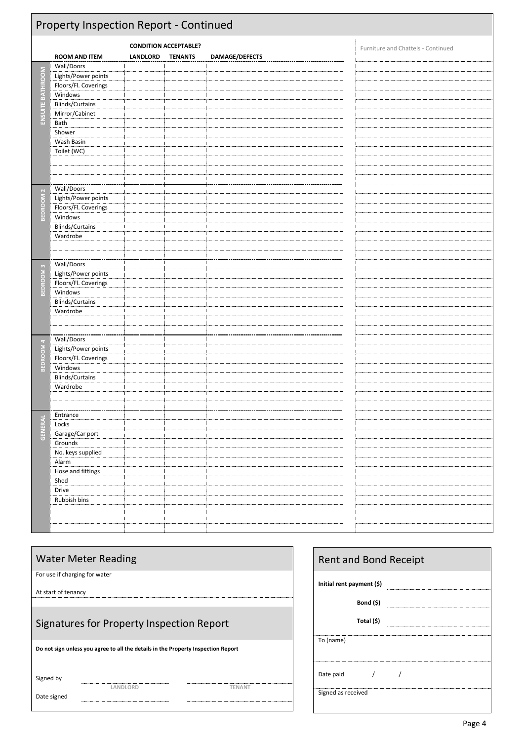# Property Inspection Report - Continued

| | ROOM AND ITEM | CONDITION ACCEPTABLE? LANDLORD | TENANTS | DAMAGE/DEFECTS |
|---|---|---|---|---|
| ENSUITE BATHROOM | Wall/Doors | | | |
| | Lights/Power points | | | |
| | Floors/Fl. Coverings | | | |
| | Windows | | | |
| | Blinds/Curtains | | | |
| | Mirror/Cabinet | | | |
| | Bath | | | |
| | Shower | | | |
| | Wash Basin | | | |
| | Toilet (WC) | | | |
| | | | | |
| | | | | |
| | | | | |
| BEDROOM 2 | Wall/Doors | | | |
| | Lights/Power points | | | |
| | Floors/Fl. Coverings | | | |
| | Windows | | | |
| | Blinds/Curtains | | | |
| | Wardrobe | | | |
| | | | | |
| | | | | |
| BEDROOM 3 | Wall/Doors | | | |
| | Lights/Power points | | | |
| | Floors/Fl. Coverings | | | |
| | Windows | | | |
| | Blinds/Curtains | | | |
| | Wardrobe | | | |
| | | | | |
| | | | | |
| BEDROOM 4 | Wall/Doors | | | |
| | Lights/Power points | | | |
| | Floors/Fl. Coverings | | | |
| | Windows | | | |
| | Blinds/Curtains | | | |
| | Wardrobe | | | |
| | | | | |
| | | | | |
| GENERAL | Entrance | | | |
| | Locks | | | |
| | Garage/Car port | | | |
| | Grounds | | | |
| | No. keys supplied | | | |
| | Alarm | | | |
| | Hose and fittings | | | |
| | Shed | | | |
| | Drive | | | |
| | Rubbish bins | | | |
| | | | | |
| | | | | |
| | | | | |

Furniture and Chattels - Continued

## Water Meter Reading

For use if charging for water

At start of tenancy

## Signatures for Property Inspection Report

**Do not sign unless you agree to all the details in the Property Inspection Report**

| | LANDLORD | TENANT |
|---|---|---|
| Signed by | | |
| Date signed | | |

## Rent and Bond Receipt

**Initial rent payment ($)**

**Bond ($)**

**Total ($)**

To (name)

Date paid / /

Signed as received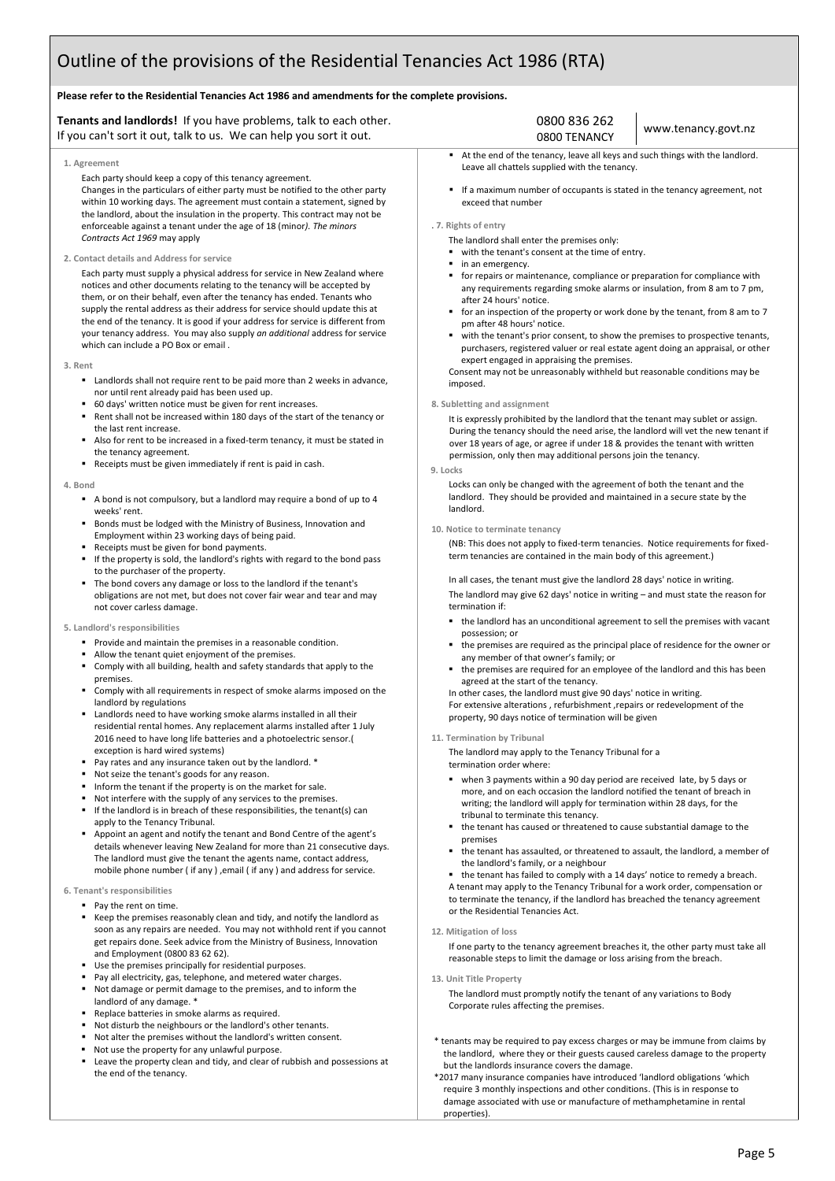# Outline of the provisions of the Residential Tenancies Act 1986 (RTA)

**Please refer to the Residential Tenancies Act 1986 and amendments for the complete provisions.**

**Tenants and landlords!** If you have problems, talk to each other. If you can't sort it out, talk to us. We can help you sort it out.

0800 836 262
0800 TENANCY

www.tenancy.govt.nz

### 1. Agreement

Each party should keep a copy of this tenancy agreement.
Changes in the particulars of either party must be notified to the other party within 10 working days. The agreement must contain a statement, signed by the landlord, about the insulation in the property. This contract may not be enforceable against a tenant under the age of 18 (minor*). The minors Contracts Act 1969* may apply

### 2. Contact details and Address for service

Each party must supply a physical address for service in New Zealand where notices and other documents relating to the tenancy will be accepted by them, or on their behalf, even after the tenancy has ended. Tenants who supply the rental address as their address for service should update this at the end of the tenancy. It is good if your address for service is different from your tenancy address. You may also supply *an additional* address for service which can include a PO Box or email .

### 3. Rent

- Landlords shall not require rent to be paid more than 2 weeks in advance, nor until rent already paid has been used up.
- 60 days' written notice must be given for rent increases.
- Rent shall not be increased within 180 days of the start of the tenancy or the last rent increase.
- Also for rent to be increased in a fixed-term tenancy, it must be stated in the tenancy agreement.
- Receipts must be given immediately if rent is paid in cash.

### 4. Bond

- A bond is not compulsory, but a landlord may require a bond of up to 4 weeks' rent.
- Bonds must be lodged with the Ministry of Business, Innovation and Employment within 23 working days of being paid.
- Receipts must be given for bond payments.
- If the property is sold, the landlord's rights with regard to the bond pass to the purchaser of the property.
- The bond covers any damage or loss to the landlord if the tenant's obligations are not met, but does not cover fair wear and tear and may not cover carless damage.

### 5. Landlord's responsibilities

- Provide and maintain the premises in a reasonable condition.
- Allow the tenant quiet enjoyment of the premises.
- Comply with all building, health and safety standards that apply to the premises.
- Comply with all requirements in respect of smoke alarms imposed on the landlord by regulations
- Landlords need to have working smoke alarms installed in all their residential rental homes. Any replacement alarms installed after 1 July 2016 need to have long life batteries and a photoelectric sensor.( exception is hard wired systems)
- Pay rates and any insurance taken out by the landlord. *
- Not seize the tenant's goods for any reason.
- Inform the tenant if the property is on the market for sale.
- Not interfere with the supply of any services to the premises.
- If the landlord is in breach of these responsibilities, the tenant(s) can apply to the Tenancy Tribunal.
- Appoint an agent and notify the tenant and Bond Centre of the agent's details whenever leaving New Zealand for more than 21 consecutive days. The landlord must give the tenant the agents name, contact address, mobile phone number ( if any ) ,email ( if any ) and address for service.

### 6. Tenant's responsibilities

- Pay the rent on time.
- Keep the premises reasonably clean and tidy, and notify the landlord as soon as any repairs are needed. You may not withhold rent if you cannot get repairs done. Seek advice from the Ministry of Business, Innovation and Employment (0800 83 62 62).
- Use the premises principally for residential purposes.
- Pay all electricity, gas, telephone, and metered water charges.
- Not damage or permit damage to the premises, and to inform the landlord of any damage. *
- Replace batteries in smoke alarms as required.
- Not disturb the neighbours or the landlord's other tenants.
- Not alter the premises without the landlord's written consent.
- Not use the property for any unlawful purpose.
- Leave the property clean and tidy, and clear of rubbish and possessions at the end of the tenancy.
- At the end of the tenancy, leave all keys and such things with the landlord. Leave all chattels supplied with the tenancy.
- If a maximum number of occupants is stated in the tenancy agreement, not exceed that number

### . 7. Rights of entry

The landlord shall enter the premises only:

- with the tenant's consent at the time of entry.
- in an emergency.
- for repairs or maintenance, compliance or preparation for compliance with any requirements regarding smoke alarms or insulation, from 8 am to 7 pm, after 24 hours' notice.
- for an inspection of the property or work done by the tenant, from 8 am to 7 pm after 48 hours' notice.
- with the tenant's prior consent, to show the premises to prospective tenants, purchasers, registered valuer or real estate agent doing an appraisal, or other expert engaged in appraising the premises.

Consent may not be unreasonably withheld but reasonable conditions may be imposed.

### 8. Subletting and assignment

It is expressly prohibited by the landlord that the tenant may sublet or assign. During the tenancy should the need arise, the landlord will vet the new tenant if over 18 years of age, or agree if under 18 & provides the tenant with written permission, only then may additional persons join the tenancy.

### 9. Locks

Locks can only be changed with the agreement of both the tenant and the landlord. They should be provided and maintained in a secure state by the landlord.

### 10. Notice to terminate tenancy

(NB: This does not apply to fixed-term tenancies. Notice requirements for fixed-term tenancies are contained in the main body of this agreement.)

In all cases, the tenant must give the landlord 28 days' notice in writing.

The landlord may give 62 days' notice in writing – and must state the reason for termination if:

- the landlord has an unconditional agreement to sell the premises with vacant possession; or
- the premises are required as the principal place of residence for the owner or any member of that owner's family; or
- the premises are required for an employee of the landlord and this has been agreed at the start of the tenancy.

In other cases, the landlord must give 90 days' notice in writing.
For extensive alterations , refurbishment ,repairs or redevelopment of the property, 90 days notice of termination will be given

### 11. Termination by Tribunal

The landlord may apply to the Tenancy Tribunal for a termination order where:

- when 3 payments within a 90 day period are received late, by 5 days or more, and on each occasion the landlord notified the tenant of breach in writing; the landlord will apply for termination within 28 days, for the tribunal to terminate this tenancy.
- the tenant has caused or threatened to cause substantial damage to the premises
- the tenant has assaulted, or threatened to assault, the landlord, a member of the landlord's family, or a neighbour
- the tenant has failed to comply with a 14 days' notice to remedy a breach.

A tenant may apply to the Tenancy Tribunal for a work order, compensation or to terminate the tenancy, if the landlord has breached the tenancy agreement or the Residential Tenancies Act.

### 12. Mitigation of loss

If one party to the tenancy agreement breaches it, the other party must take all reasonable steps to limit the damage or loss arising from the breach.

### 13. Unit Title Property

The landlord must promptly notify the tenant of any variations to Body Corporate rules affecting the premises.

\* tenants may be required to pay excess charges or may be immune from claims by the landlord, where they or their guests caused careless damage to the property but the landlords insurance covers the damage.

\*2017 many insurance companies have introduced 'landlord obligations 'which require 3 monthly inspections and other conditions. (This is in response to damage associated with use or manufacture of methamphetamine in rental properties).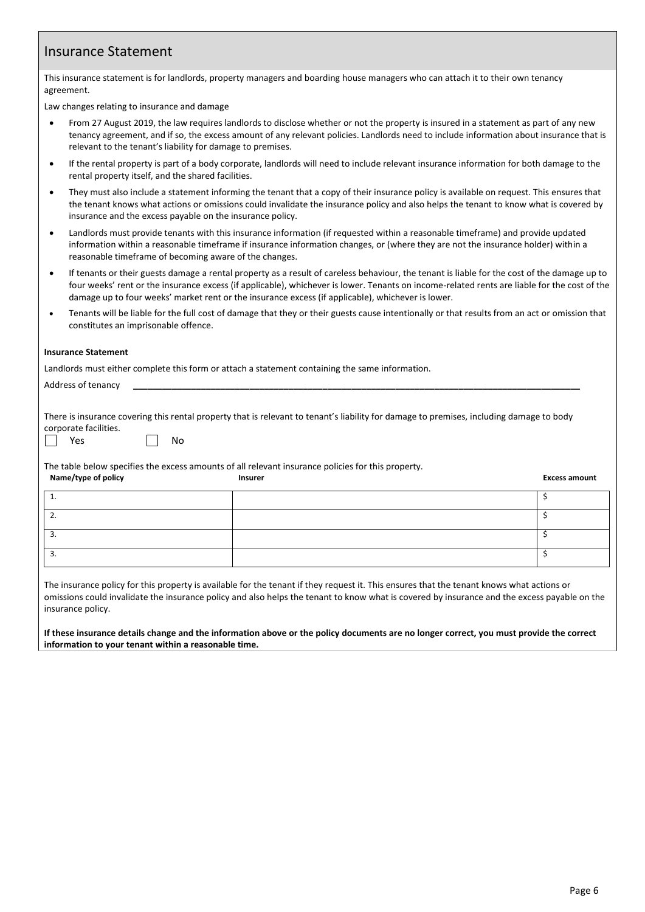## Insurance Statement

This insurance statement is for landlords, property managers and boarding house managers who can attach it to their own tenancy agreement.

Law changes relating to insurance and damage

- From 27 August 2019, the law requires landlords to disclose whether or not the property is insured in a statement as part of any new tenancy agreement, and if so, the excess amount of any relevant policies. Landlords need to include information about insurance that is relevant to the tenant's liability for damage to premises.
- If the rental property is part of a body corporate, landlords will need to include relevant insurance information for both damage to the rental property itself, and the shared facilities.
- They must also include a statement informing the tenant that a copy of their insurance policy is available on request. This ensures that the tenant knows what actions or omissions could invalidate the insurance policy and also helps the tenant to know what is covered by insurance and the excess payable on the insurance policy.
- Landlords must provide tenants with this insurance information (if requested within a reasonable timeframe) and provide updated information within a reasonable timeframe if insurance information changes, or (where they are not the insurance holder) within a reasonable timeframe of becoming aware of the changes.
- If tenants or their guests damage a rental property as a result of careless behaviour, the tenant is liable for the cost of the damage up to four weeks' rent or the insurance excess (if applicable), whichever is lower. Tenants on income-related rents are liable for the cost of the damage up to four weeks' market rent or the insurance excess (if applicable), whichever is lower.
- Tenants will be liable for the full cost of damage that they or their guests cause intentionally or that results from an act or omission that constitutes an imprisonable offence.

**Insurance Statement**

Landlords must either complete this form or attach a statement containing the same information.

Address of tenancy ______________________________________________________________________________

There is insurance covering this rental property that is relevant to tenant's liability for damage to premises, including damage to body corporate facilities.

☐ Yes ☐ No

The table below specifies the excess amounts of all relevant insurance policies for this property.

| Name/type of policy | Insurer | Excess amount |
|---|---|---|
| 1. | | $ |
| 2. | | $ |
| 3. | | $ |
| 3. | | $ |

The insurance policy for this property is available for the tenant if they request it. This ensures that the tenant knows what actions or omissions could invalidate the insurance policy and also helps the tenant to know what is covered by insurance and the excess payable on the insurance policy.

**If these insurance details change and the information above or the policy documents are no longer correct, you must provide the correct information to your tenant within a reasonable time.**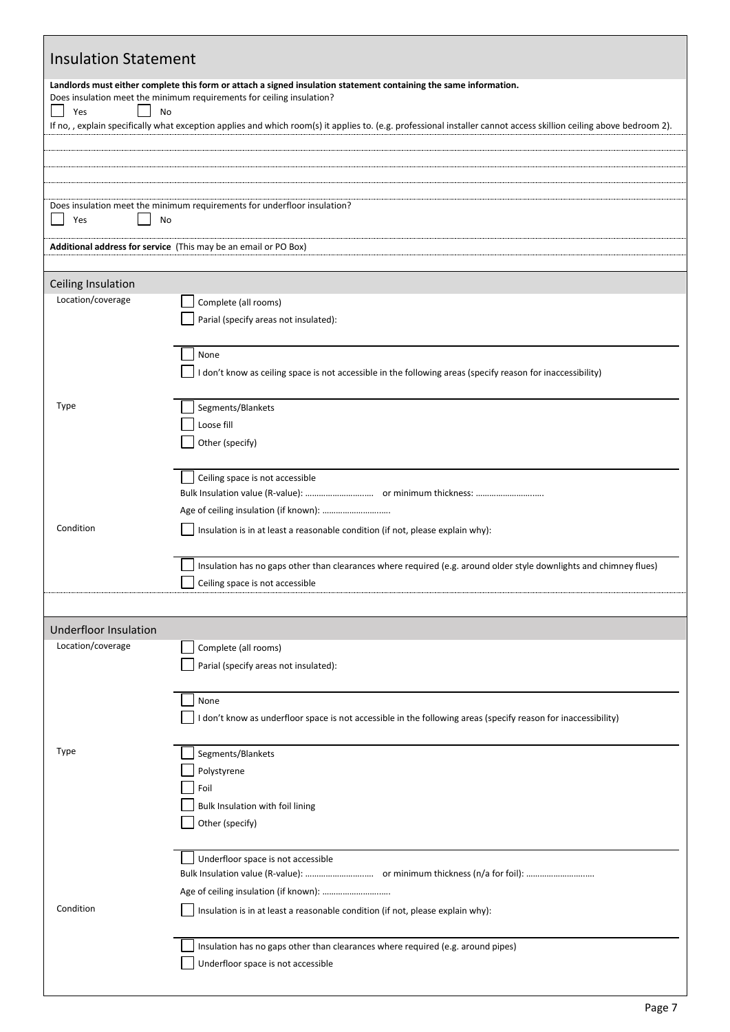## Insulation Statement

**Landlords must either complete this form or attach a signed insulation statement containing the same information.**

Does insulation meet the minimum requirements for ceiling insulation?

☐ Yes ☐ No

If no, , explain specifically what exception applies and which room(s) it applies to. (e.g. professional installer cannot access skillion ceiling above bedroom 2).

Does insulation meet the minimum requirements for underfloor insulation?

☐ Yes ☐ No

**Additional address for service** (This may be an email or PO Box)

## Ceiling Insulation

**Location/coverage**

☐ Complete (all rooms)

☐ Parial (specify areas not insulated):

☐ None

☐ I don't know as ceiling space is not accessible in the following areas (specify reason for inaccessibility)

**Type**

☐ Segments/Blankets

☐ Loose fill

☐ Other (specify)

☐ Ceiling space is not accessible

Bulk Insulation value (R-value): ………………………… or minimum thickness: …………………………

Age of ceiling insulation (if known): …………………………

**Condition**

☐ Insulation is in at least a reasonable condition (if not, please explain why):

☐ Insulation has no gaps other than clearances where required (e.g. around older style downlights and chimney flues)

☐ Ceiling space is not accessible

## Underfloor Insulation

**Location/coverage**

☐ Complete (all rooms)

☐ Parial (specify areas not insulated):

☐ None

☐ I don't know as underfloor space is not accessible in the following areas (specify reason for inaccessibility)

**Type**

☐ Segments/Blankets

☐ Polystyrene

☐ Foil

☐ Bulk Insulation with foil lining

☐ Other (specify)

☐ Underfloor space is not accessible

Bulk Insulation value (R-value): ………………………… or minimum thickness (n/a for foil): …………………………

Age of ceiling insulation (if known): …………………………

**Condition**

☐ Insulation is in at least a reasonable condition (if not, please explain why):

☐ Insulation has no gaps other than clearances where required (e.g. around pipes)

☐ Underfloor space is not accessible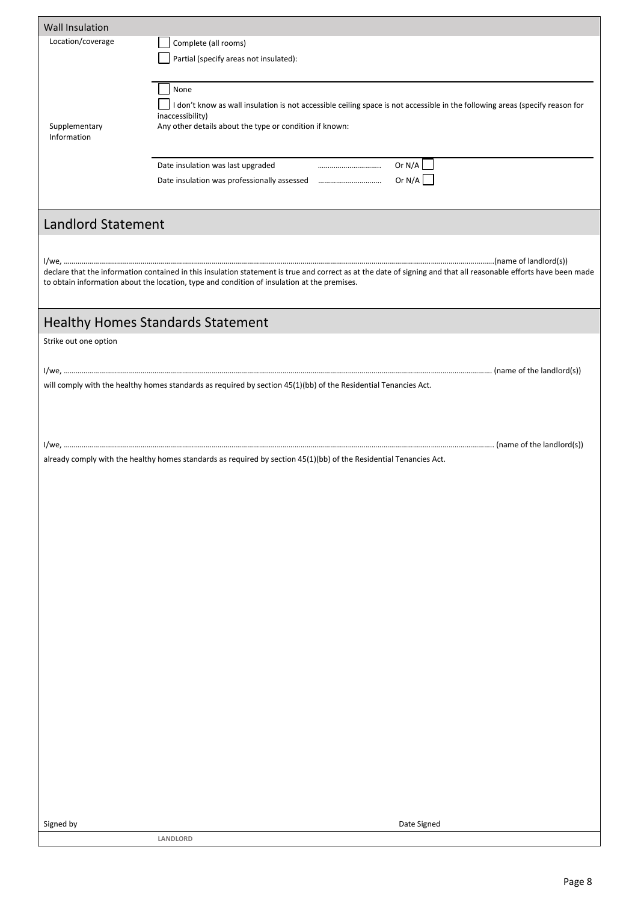## Wall Insulation

| | |
|---|---|
| Location/coverage | ☐ Complete (all rooms) |
| | ☐ Partial (specify areas not insulated): |
| | ☐ None |
| | ☐ I don't know as wall insulation is not accessible ceiling space is not accessible in the following areas (specify reason for inaccessibility) |
| Supplementary Information | Any other details about the type or condition if known: |
| | Date insulation was last upgraded ………………………… Or N/A ☐ |
| | Date insulation was professionally assessed ………………………… Or N/A ☐ |

## Landlord Statement

I/we, ……………………………………………………………………………………………………………………………(name of landlord(s)) declare that the information contained in this insulation statement is true and correct as at the date of signing and that all reasonable efforts have been made to obtain information about the location, type and condition of insulation at the premises.

## Healthy Homes Standards Statement

Strike out one option

I/we, …………………………………………………………………………………………………………………………… (name of the landlord(s)) will comply with the healthy homes standards as required by section 45(1)(bb) of the Residential Tenancies Act.

I/we, …………………………………………………………………………………………………………………………… (name of the landlord(s)) already comply with the healthy homes standards as required by section 45(1)(bb) of the Residential Tenancies Act.

| Signed by | | Date Signed |
|---|---|---|
| | LANDLORD | |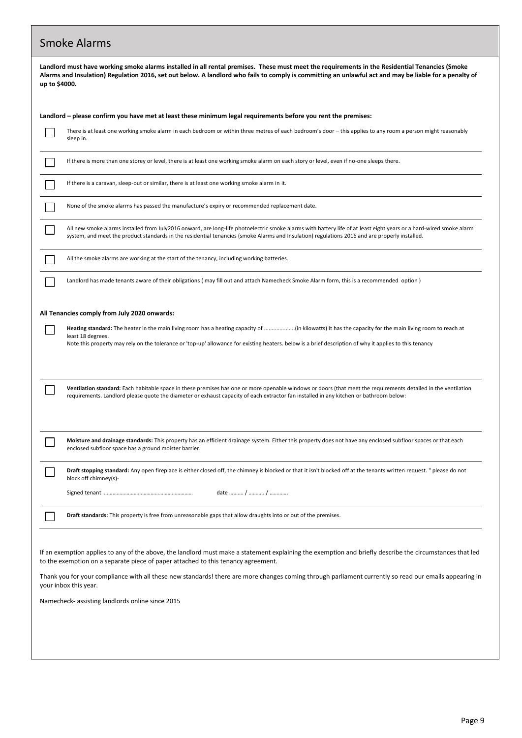## Smoke Alarms

**Landlord must have working smoke alarms installed in all rental premises. These must meet the requirements in the Residential Tenancies (Smoke Alarms and Insulation) Regulation 2016, set out below. A landlord who fails to comply is committing an unlawful act and may be liable for a penalty of up to $4000.**

**Landlord – please confirm you have met at least these minimum legal requirements before you rent the premises:**

- ☐ There is at least one working smoke alarm in each bedroom or within three metres of each bedroom's door – this applies to any room a person might reasonably sleep in.
- ☐ If there is more than one storey or level, there is at least one working smoke alarm on each story or level, even if no-one sleeps there.
- ☐ If there is a caravan, sleep-out or similar, there is at least one working smoke alarm in it.
- ☐ None of the smoke alarms has passed the manufacture's expiry or recommended replacement date.
- ☐ All new smoke alarms installed from July2016 onward, are long-life photoelectric smoke alarms with battery life of at least eight years or a hard-wired smoke alarm system, and meet the product standards in the residential tenancies (smoke Alarms and Insulation) regulations 2016 and are properly installed.
- ☐ All the smoke alarms are working at the start of the tenancy, including working batteries.
- ☐ Landlord has made tenants aware of their obligations ( may fill out and attach Namecheck Smoke Alarm form, this is a recommended option )

**All Tenancies comply from July 2020 onwards:**

- ☐ **Heating standard:** The heater in the main living room has a heating capacity of ....................(in kilowatts) It has the capacity for the main living room to reach at least 18 degrees.
  Note this property may rely on the tolerance or 'top-up' allowance for existing heaters. below is a brief description of why it applies to this tenancy
- ☐ **Ventilation standard:** Each habitable space in these premises has one or more openable windows or doors (that meet the requirements detailed in the ventilation requirements. Landlord please quote the diameter or exhaust capacity of each extractor fan installed in any kitchen or bathroom below:
- ☐ **Moisture and drainage standards:** This property has an efficient drainage system. Either this property does not have any enclosed subfloor spaces or that each enclosed subfloor space has a ground moister barrier.
- ☐ **Draft stopping standard:** Any open fireplace is either closed off, the chimney is blocked or that it isn't blocked off at the tenants written request. " please do not block off chimney(s)-

  Signed tenant ……………………………………………………… date ………. / ……….. / …………
- ☐ **Draft standards:** This property is free from unreasonable gaps that allow draughts into or out of the premises.

If an exemption applies to any of the above, the landlord must make a statement explaining the exemption and briefly describe the circumstances that led to the exemption on a separate piece of paper attached to this tenancy agreement.

Thank you for your compliance with all these new standards! there are more changes coming through parliament currently so read our emails appearing in your inbox this year.

Namecheck- assisting landlords online since 2015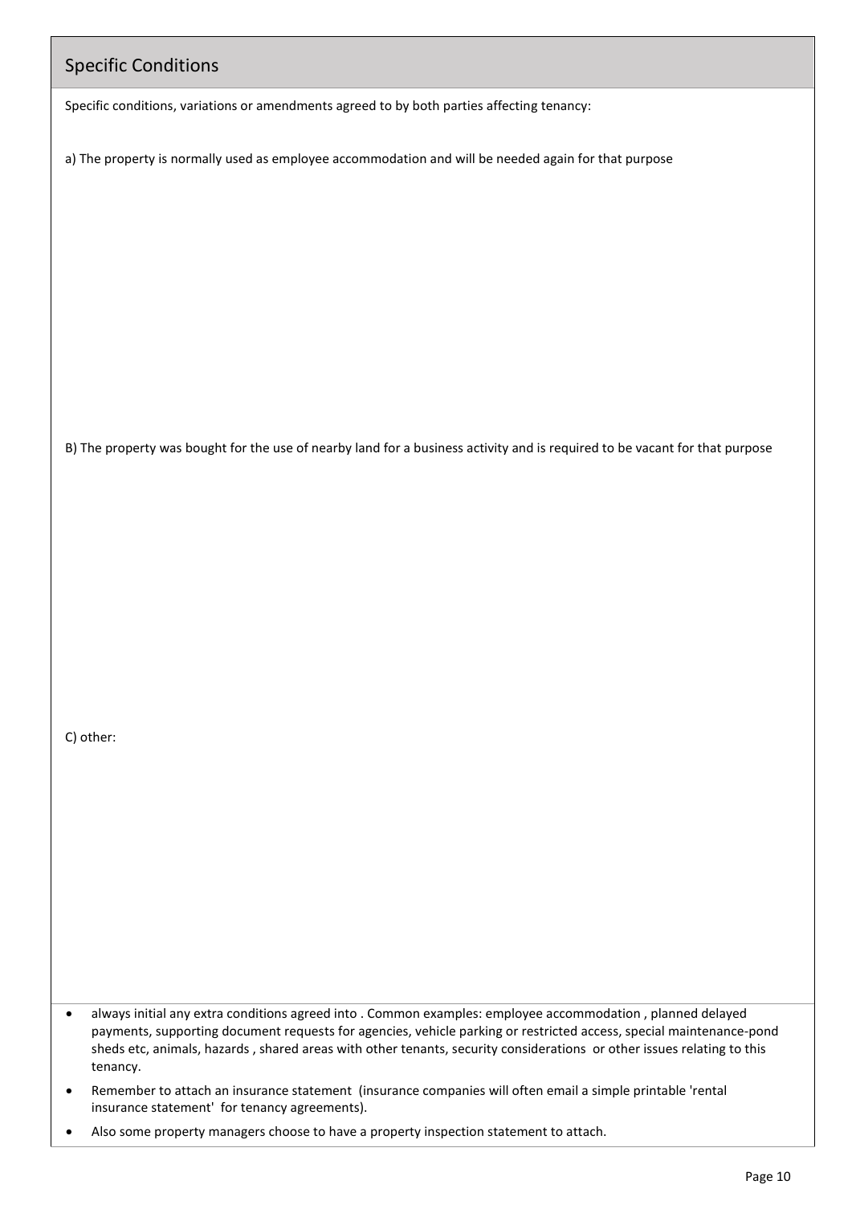## Specific Conditions

Specific conditions, variations or amendments agreed to by both parties affecting tenancy:

a) The property is normally used as employee accommodation and will be needed again for that purpose

B) The property was bought for the use of nearby land for a business activity and is required to be vacant for that purpose

C) other:

- always initial any extra conditions agreed into . Common examples: employee accommodation , planned delayed payments, supporting document requests for agencies, vehicle parking or restricted access, special maintenance-pond sheds etc, animals, hazards , shared areas with other tenants, security considerations or other issues relating to this tenancy.
- Remember to attach an insurance statement (insurance companies will often email a simple printable 'rental insurance statement' for tenancy agreements).
- Also some property managers choose to have a property inspection statement to attach.